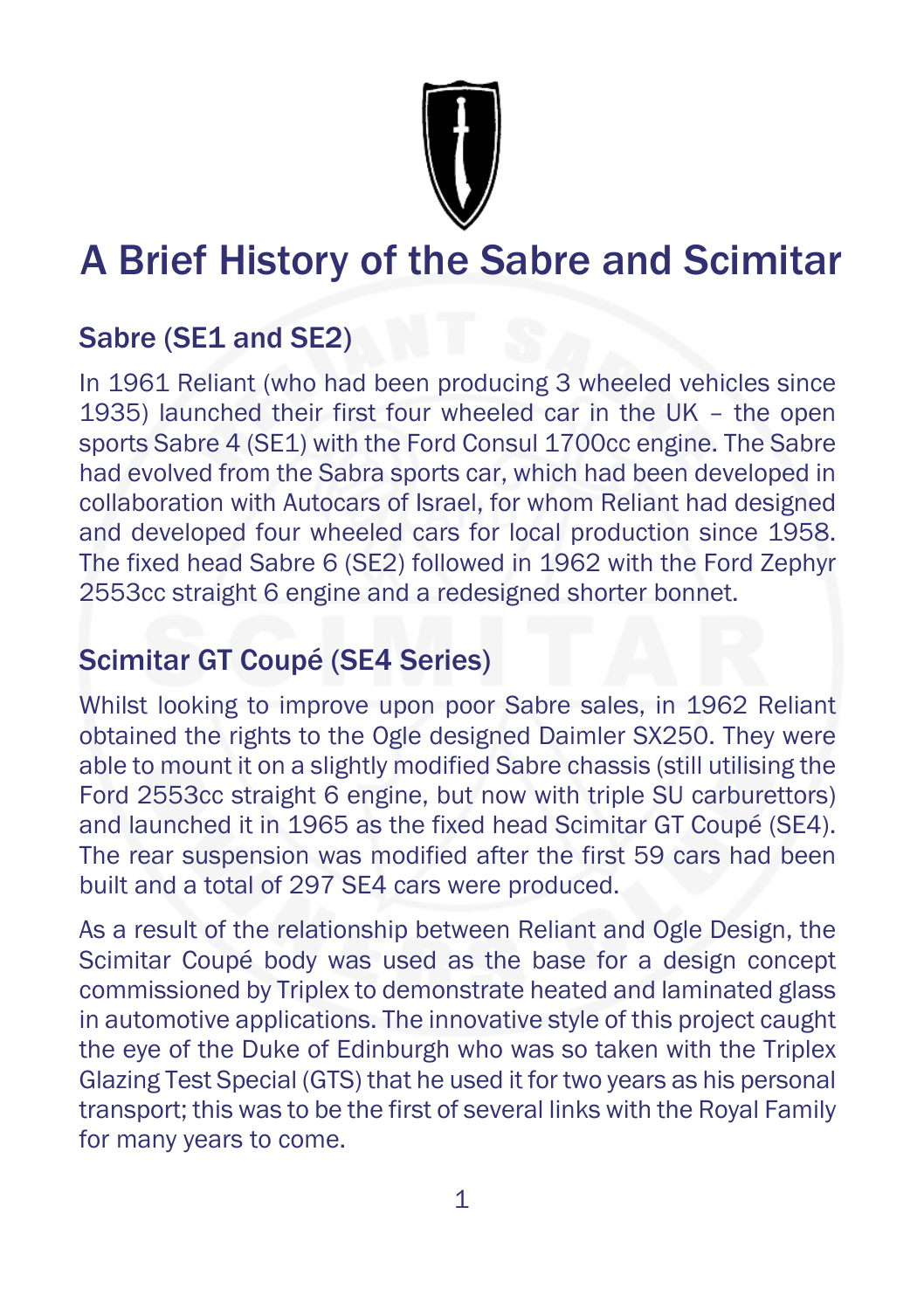# A Brief History of the Sabre and Scimitar

## Sabre (SE1 and SE2)

In 1961 Reliant (who had been producing 3 wheeled vehicles since 1935) launched their first four wheeled car in the UK – the open sports Sabre 4 (SE1) with the Ford Consul 1700cc engine. The Sabre had evolved from the Sabra sports car, which had been developed in collaboration with Autocars of Israel, for whom Reliant had designed and developed four wheeled cars for local production since 1958. The fixed head Sabre 6 (SE2) followed in 1962 with the Ford Zephyr 2553cc straight 6 engine and a redesigned shorter bonnet.

## Scimitar GT Coupé (SE4 Series)

Whilst looking to improve upon poor Sabre sales, in 1962 Reliant obtained the rights to the Ogle designed Daimler SX250. They were able to mount it on a slightly modified Sabre chassis (still utilising the Ford 2553cc straight 6 engine, but now with triple SU carburettors) and launched it in 1965 as the fixed head Scimitar GT Coupé (SE4). The rear suspension was modified after the first 59 cars had been built and a total of 297 SE4 cars were produced.

As a result of the relationship between Reliant and Ogle Design, the Scimitar Coupé body was used as the base for a design concept commissioned by Triplex to demonstrate heated and laminated glass in automotive applications. The innovative style of this project caught the eye of the Duke of Edinburgh who was so taken with the Triplex Glazing Test Special (GTS) that he used it for two years as his personal transport; this was to be the first of several links with the Royal Family for many years to come.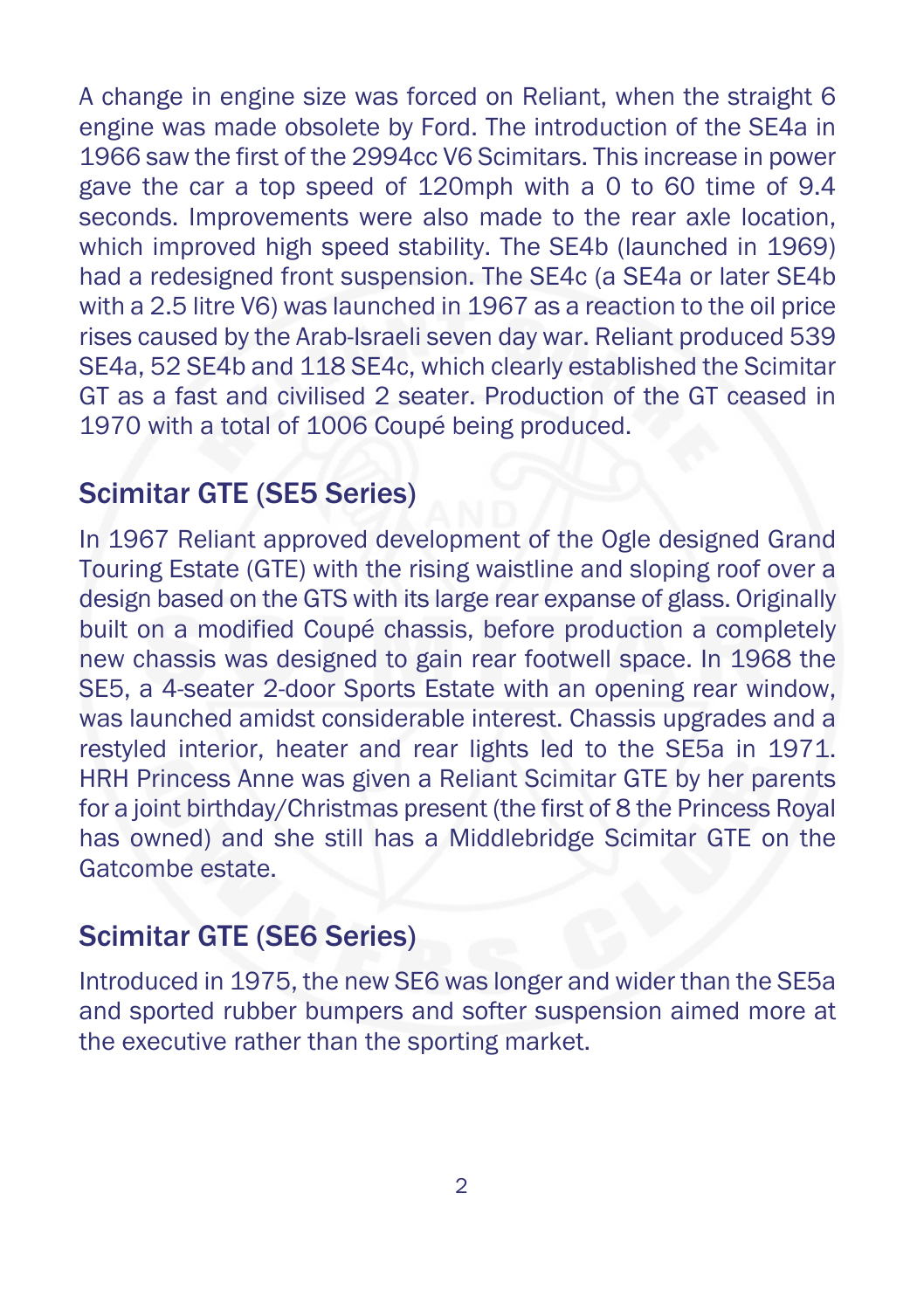A change in engine size was forced on Reliant, when the straight 6 engine was made obsolete by Ford. The introduction of the SE4a in 1966 saw the first of the 2994cc V6 Scimitars. This increase in power gave the car a top speed of 120mph with a 0 to 60 time of 9.4 seconds. Improvements were also made to the rear axle location, which improved high speed stability. The SE4b (launched in 1969) had a redesigned front suspension. The SE4c (a SE4a or later SE4b with a 2.5 litre V6) was launched in 1967 as a reaction to the oil price rises caused by the Arab-Israeli seven day war. Reliant produced 539 SE4a, 52 SE4b and 118 SE4c, which clearly established the Scimitar GT as a fast and civilised 2 seater. Production of the GT ceased in 1970 with a total of 1006 Coupé being produced.

## Scimitar GTE (SE5 Series)

In 1967 Reliant approved development of the Ogle designed Grand Touring Estate (GTE) with the rising waistline and sloping roof over a design based on the GTS with its large rear expanse of glass. Originally built on a modified Coupé chassis, before production a completely new chassis was designed to gain rear footwell space. In 1968 the SE5, a 4-seater 2-door Sports Estate with an opening rear window, was launched amidst considerable interest. Chassis upgrades and a restyled interior, heater and rear lights led to the SE5a in 1971. HRH Princess Anne was given a Reliant Scimitar GTE by her parents for a joint birthday/Christmas present (the first of 8 the Princess Royal has owned) and she still has a Middlebridge Scimitar GTE on the Gatcombe estate.

## Scimitar GTE (SE6 Series)

Introduced in 1975, the new SE6 was longer and wider than the SE5a and sported rubber bumpers and softer suspension aimed more at the executive rather than the sporting market.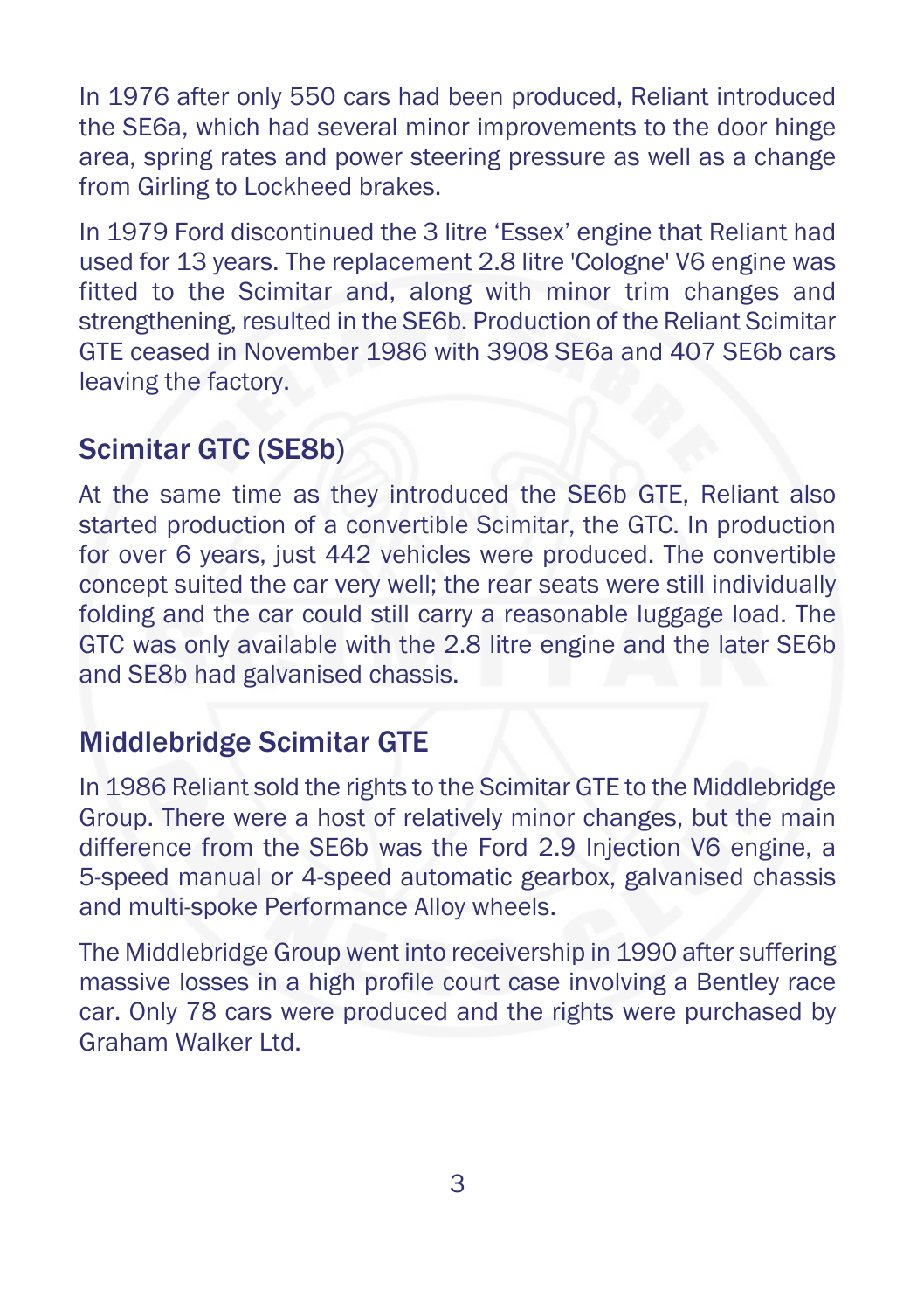In 1976 after only 550 cars had been produced, Reliant introduced the SE6a, which had several minor improvements to the door hinge area, spring rates and power steering pressure as well as a change from Girling to Lockheed brakes.

In 1979 Ford discontinued the 3 litre 'Essex' engine that Reliant had used for 13 years. The replacement 2.8 litre 'Cologne' V6 engine was fitted to the Scimitar and, along with minor trim changes and strengthening, resulted in the SE6b. Production of the Reliant Scimitar GTE ceased in November 1986 with 3908 SE6a and 407 SE6b cars leaving the factory.

## Scimitar GTC (SE8b)

At the same time as they introduced the SE6b GTE, Reliant also started production of a convertible Scimitar, the GTC. In production for over 6 years, just 442 vehicles were produced. The convertible concept suited the car very well; the rear seats were still individually folding and the car could still carry a reasonable luggage load. The GTC was only available with the 2.8 litre engine and the later SE6b and SE8b had galvanised chassis.

## Middlebridge Scimitar GTE

In 1986 Reliant sold the rights to the Scimitar GTE to the Middlebridge Group. There were a host of relatively minor changes, but the main difference from the SE6b was the Ford 2.9 Injection V6 engine, a 5-speed manual or 4-speed automatic gearbox, galvanised chassis and multi-spoke Performance Alloy wheels.

The Middlebridge Group went into receivership in 1990 after suffering massive losses in a high profile court case involving a Bentley race car. Only 78 cars were produced and the rights were purchased by Graham Walker Ltd.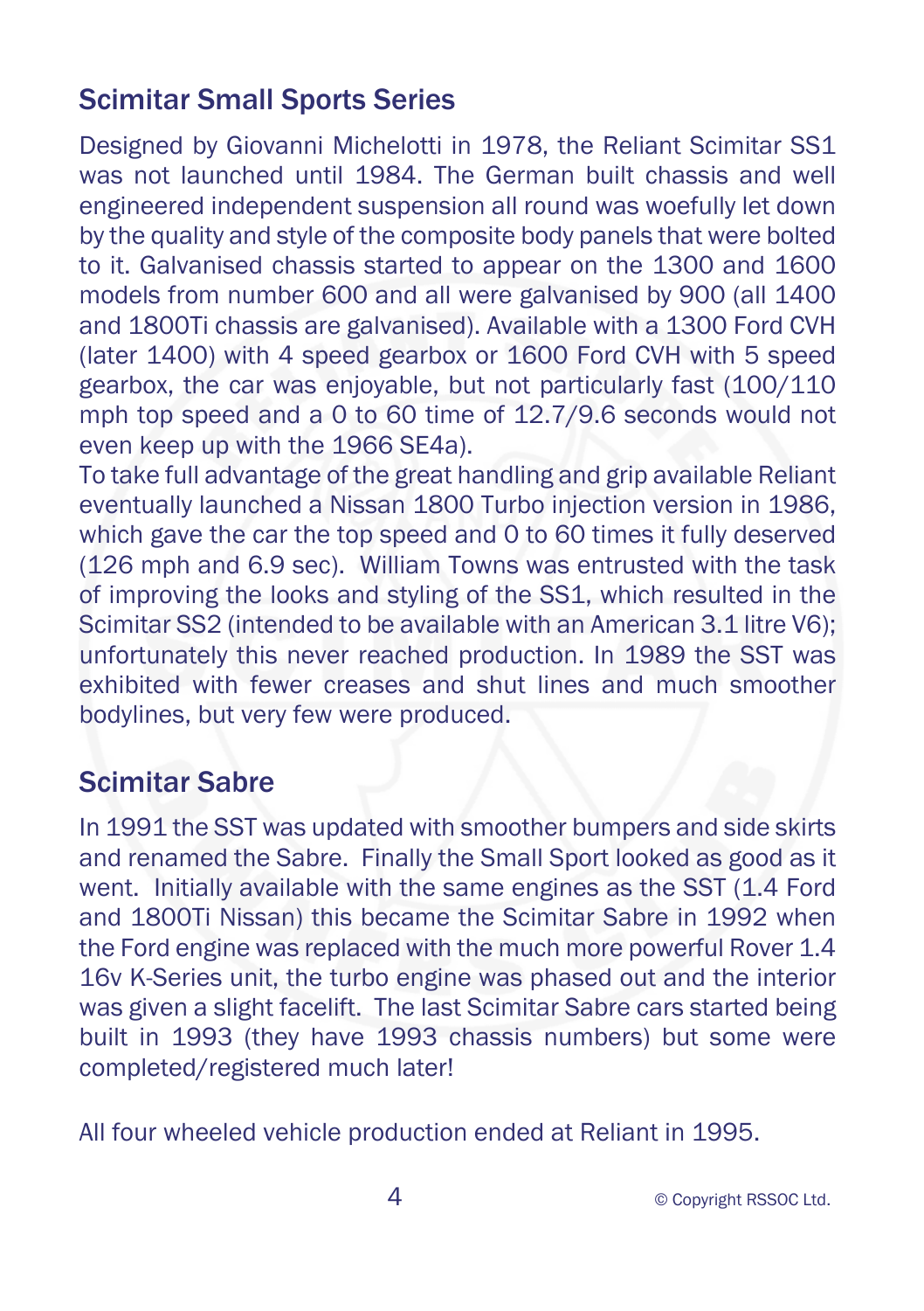## Scimitar Small Sports Series

Designed by Giovanni Michelotti in 1978, the Reliant Scimitar SS1 was not launched until 1984. The German built chassis and well engineered independent suspension all round was woefully let down by the quality and style of the composite body panels that were bolted to it. Galvanised chassis started to appear on the 1300 and 1600 models from number 600 and all were galvanised by 900 (all 1400 and 1800Ti chassis are galvanised). Available with a 1300 Ford CVH (later 1400) with 4 speed gearbox or 1600 Ford CVH with 5 speed gearbox, the car was enjoyable, but not particularly fast (100/110 mph top speed and a 0 to 60 time of 12.7/9.6 seconds would not even keep up with the 1966 SE4a).

To take full advantage of the great handling and grip available Reliant eventually launched a Nissan 1800 Turbo injection version in 1986, which gave the car the top speed and 0 to 60 times it fully deserved (126 mph and 6.9 sec). William Towns was entrusted with the task of improving the looks and styling of the SS1, which resulted in the Scimitar SS2 (intended to be available with an American 3.1 litre V6); unfortunately this never reached production. In 1989 the SST was exhibited with fewer creases and shut lines and much smoother bodylines, but very few were produced.

## Scimitar Sabre

In 1991 the SST was updated with smoother bumpers and side skirts and renamed the Sabre. Finally the Small Sport looked as good as it went. Initially available with the same engines as the SST (1.4 Ford and 1800Ti Nissan) this became the Scimitar Sabre in 1992 when the Ford engine was replaced with the much more powerful Rover 1.4 16v K-Series unit, the turbo engine was phased out and the interior was given a slight facelift. The last Scimitar Sabre cars started being built in 1993 (they have 1993 chassis numbers) but some were completed/registered much later!

All four wheeled vehicle production ended at Reliant in 1995.

© Copyright RSSOC Ltd.